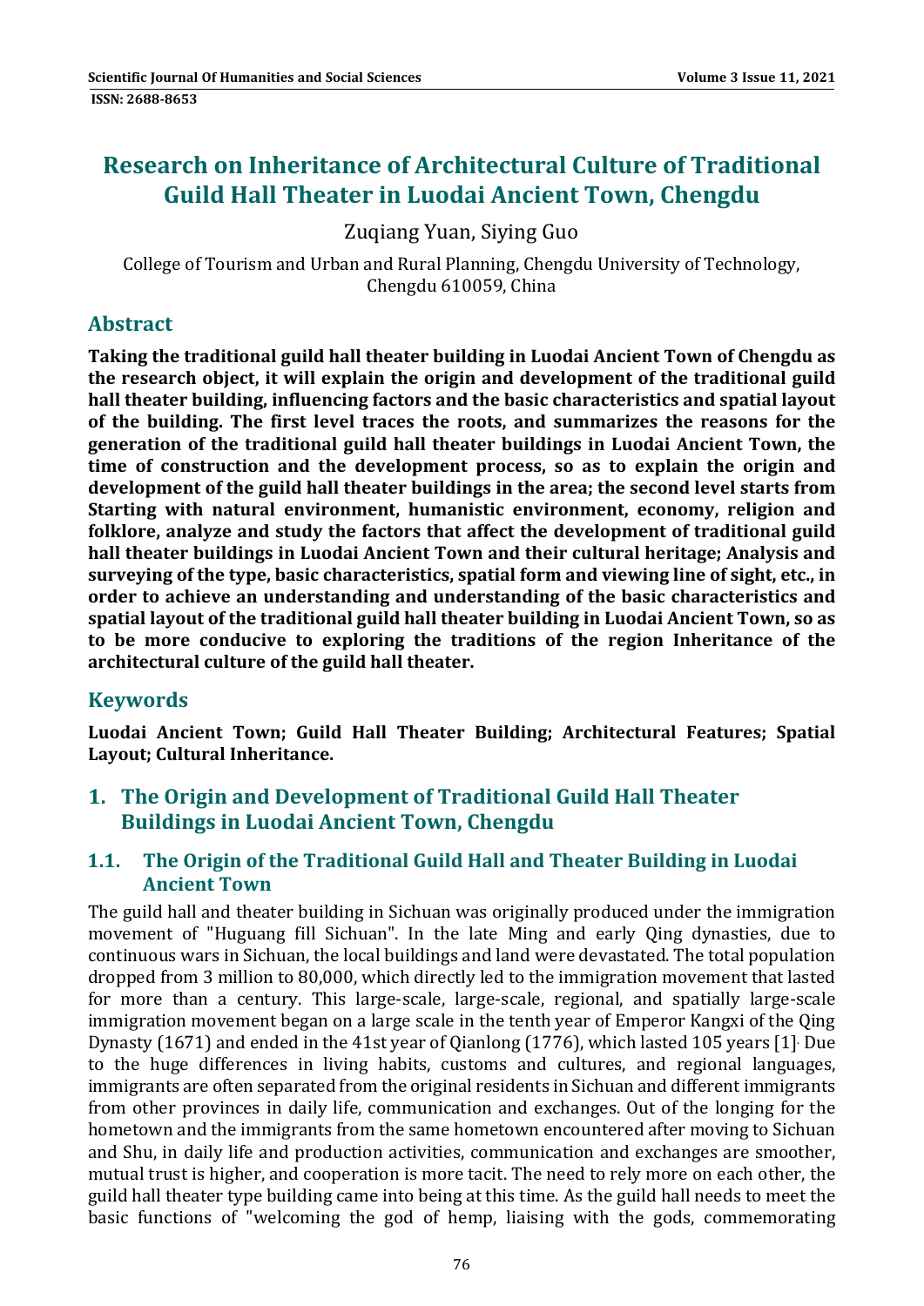# Research on Inheritance of Architectural Culture of Traditional Guild Hall Theater in Luodai Ancient Town, Chengdu

Zuqiang Yuan, Siying Guo

College of Tourism and Urban and Rural Planning, Chengdu University of Technology, Chengdu 610059, China

## Abstract

**Taking the traditional guild hall theater building in Luodai Ancient Town of Chengdu as the research object, it will explain the origin and development of the traditional guild hall theater building, influencing factors and the basic characteristics and spatial layout of the building. The first level traces the roots, and summarizes the reasons for the generation of the traditional guild hall theater buildings in Luodai Ancient Town, the time of construction and the development process, so as to explain the origin and development of the guild hall theater buildings in the area; the second level starts from Starting with natural environment, humanistic environment, economy, religion and folklore, analyze and study the factors that affect the development of traditional guild hall theater buildings in Luodai Ancient Town and their cultural heritage; Analysis and surveying of the type, basic characteristics, spatial form and viewing line of sight, etc., in order to achieve an understanding and understanding of the basic characteristics and spatial layout of the traditional guild hall theater building in Luodai Ancient Town, so as to be more conducive to exploring the traditions of the region Inheritance of the architectural culture of the guild hall theater.**

## Keywords

**Luodai Ancient Town; Guild Hall Theater Building; Architectural Features; Spatial Layout; Cultural Inheritance.**

## 1. The Origin and Development of Traditional Guild Hall Theater Buildings in Luodai Ancient Town, Chengdu

### 1.1. The Origin of the Traditional Guild Hall and Theater Building in Luodai Ancient Town

The guild hall and theater building in Sichuan was originally produced under the immigration movement of "Huguang fill Sichuan". In the late Ming and early Qing dynasties, due to continuous wars in Sichuan, the local buildings and land were devastated. The total population dropped from 3 million to 80,000, which directly led to the immigration movement that lasted for more than a century. This large-scale, large-scale, regional, and spatially large-scale immigration movement began on a large scale in the tenth year of Emperor Kangxi of the Qing Dynasty (1671) and ended in the 41st year of Qianlong (1776), which lasted 105 years [1]. Due to the huge differences in living habits, customs and cultures, and regional languages, immigrants are often separated from the original residents in Sichuan and different immigrants from other provinces in daily life, communication and exchanges. Out of the longing for the hometown and the immigrants from the same hometown encountered after moving to Sichuan and Shu, in daily life and production activities, communication and exchanges are smoother, mutual trust is higher, and cooperation is more tacit. The need to rely more on each other, the guild hall theater type building came into being at this time. As the guild hall needs to meet the basic functions of "welcoming the god of hemp, liaising with the gods, commemorating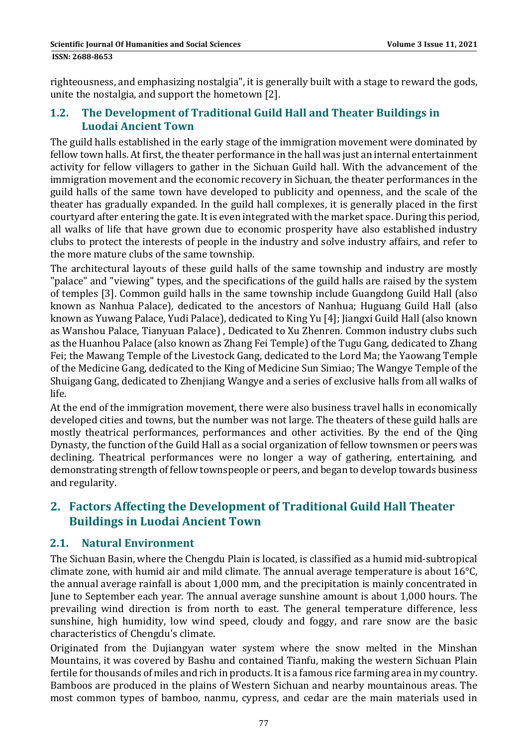righteousness, and emphasizing nostalgia", it is generally built with a stage to reward the gods, unite the nostalgia, and support the hometown [2].

### 1.2. The Development of Traditional Guild Hall and Theater Buildings in Luodai Ancient Town

The guild halls established in the early stage of the immigration movement were dominated by fellow town halls. At first, the theater performance in the hall was just an internal entertainment activity for fellow villagers to gather in the Sichuan Guild hall. With the advancement of the immigration movement and the economic recovery in Sichuan, the theater performances in the guild halls of the same town have developed to publicity and openness, and the scale of the theater has gradually expanded. In the guild hall complexes, it is generally placed in the first courtyard after entering the gate. It is even integrated with the market space. During this period, all walks of life that have grown due to economic prosperity have also established industry clubs to protect the interests of people in the industry and solve industry affairs, and refer to the more mature clubs of the same township.

The architectural layouts of these guild halls of the same township and industry are mostly "palace" and "viewing" types, and the specifications of the guild halls are raised by the system of temples [3]. Common guild halls in the same township include Guangdong Guild Hall (also known as Nanhua Palace), dedicated to the ancestors of Nanhua; Huguang Guild Hall (also known as Yuwang Palace, Yudi Palace), dedicated to King Yu [4]; Jiangxi Guild Hall (also known as Wanshou Palace, Tianyuan Palace) , Dedicated to Xu Zhenren. Common industry clubs such as the Huanhou Palace (also known as Zhang Fei Temple) of the Tugu Gang, dedicated to Zhang Fei; the Mawang Temple of the Livestock Gang, dedicated to the Lord Ma; the Yaowang Temple of the Medicine Gang, dedicated to the King of Medicine Sun Simiao; The Wangye Temple of the Shuigang Gang, dedicated to Zhenjiang Wangye and a series of exclusive halls from all walks of life.

At the end of the immigration movement, there were also business travel halls in economically developed cities and towns, but the number was not large. The theaters of these guild halls are mostly theatrical performances, performances and other activities. By the end of the Qing Dynasty, the function of the Guild Hall as a social organization of fellow townsmen or peers was declining. Theatrical performances were no longer a way of gathering, entertaining, and demonstrating strength of fellow townspeople or peers, and began to develop towards business and regularity.

## 2. Factors Affecting the Development of Traditional Guild Hall Theater Buildings in Luodai Ancient Town

### 2.1. Natural Environment

The Sichuan Basin, where the Chengdu Plain is located, is classified as a humid mid-subtropical climate zone, with humid air and mild climate. The annual average temperature is about 16°C, the annual average rainfall is about 1,000 mm, and the precipitation is mainly concentrated in June to September each year. The annual average sunshine amount is about 1,000 hours. The prevailing wind direction is from north to east. The general temperature difference, less sunshine, high humidity, low wind speed, cloudy and foggy, and rare snow are the basic characteristics of Chengdu's climate.

Originated from the Dujiangyan water system where the snow melted in the Minshan Mountains, it was covered by Bashu and contained Tianfu, making the western Sichuan Plain fertile for thousands of miles and rich in products. It is a famous rice farming area in my country. Bamboos are produced in the plains of Western Sichuan and nearby mountainous areas. The most common types of bamboo, nanmu, cypress, and cedar are the main materials used in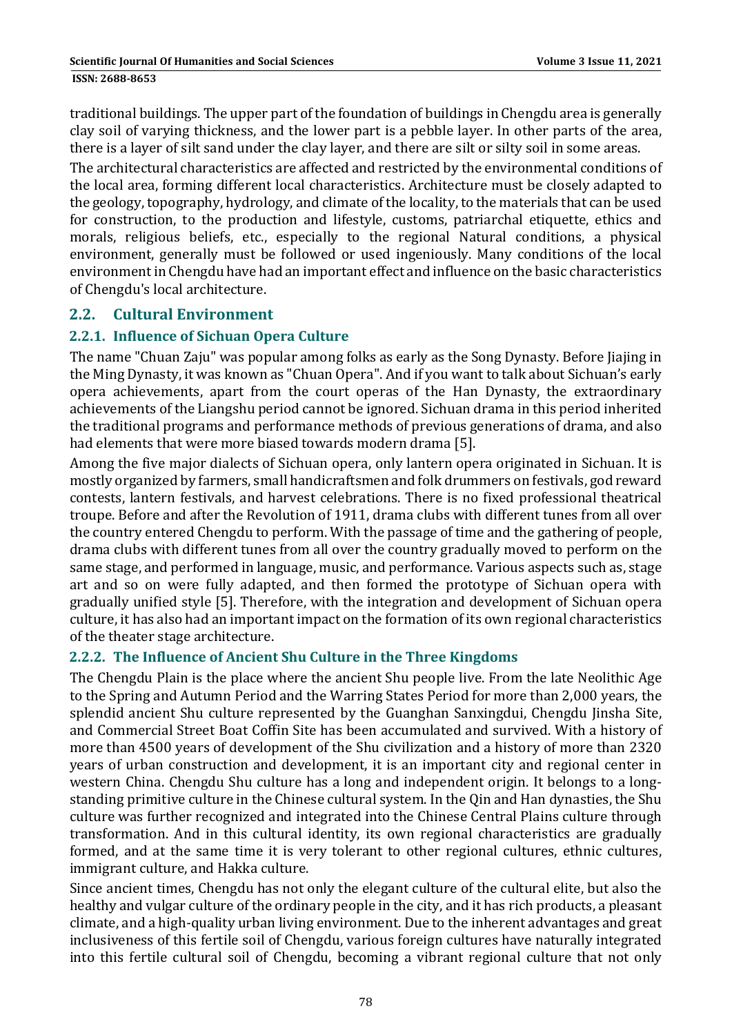traditional buildings. The upper part of the foundation of buildings in Chengdu area is generally clay soil of varying thickness, and the lower part is a pebble layer. In other parts of the area, there is a layer of silt sand under the clay layer, and there are silt or silty soil in some areas.

The architectural characteristics are affected and restricted by the environmental conditions of the local area, forming different local characteristics. Architecture must be closely adapted to the geology, topography, hydrology, and climate of the locality, to the materials that can be used for construction, to the production and lifestyle, customs, patriarchal etiquette, ethics and morals, religious beliefs, etc., especially to the regional Natural conditions, a physical environment, generally must be followed or used ingeniously. Many conditions of the local environment in Chengdu have had an important effect and influence on the basic characteristics of Chengdu's local architecture.

## 2.2. Cultural Environment

### 2.2.1. Influence of Sichuan Opera Culture

The name "Chuan Zaju" was popular among folks as early as the Song Dynasty. Before Jiajing in the Ming Dynasty, it was known as "Chuan Opera". And if you want to talk about Sichuan's early opera achievements, apart from the court operas of the Han Dynasty, the extraordinary achievements of the Liangshu period cannot be ignored. Sichuan drama in this period inherited the traditional programs and performance methods of previous generations of drama, and also had elements that were more biased towards modern drama [5].

Among the five major dialects of Sichuan opera, only lantern opera originated in Sichuan. It is mostly organized by farmers, small handicraftsmen and folk drummers on festivals, god reward contests, lantern festivals, and harvest celebrations. There is no fixed professional theatrical troupe. Before and after the Revolution of 1911, drama clubs with different tunes from all over the country entered Chengdu to perform. With the passage of time and the gathering of people, drama clubs with different tunes from all over the country gradually moved to perform on the same stage, and performed in language, music, and performance. Various aspects such as, stage art and so on were fully adapted, and then formed the prototype of Sichuan opera with gradually unified style [5]. Therefore, with the integration and development of Sichuan opera culture, it has also had an important impact on the formation of its own regional characteristics of the theater stage architecture.

### 2.2.2. The Influence of Ancient Shu Culture in the Three Kingdoms

The Chengdu Plain is the place where the ancient Shu people live. From the late Neolithic Age to the Spring and Autumn Period and the Warring States Period for more than 2,000 years, the splendid ancient Shu culture represented by the Guanghan Sanxingdui, Chengdu Jinsha Site, and Commercial Street Boat Coffin Site has been accumulated and survived. With a history of more than 4500 years of development of the Shu civilization and a history of more than 2320 years of urban construction and development, it is an important city and regional center in western China. Chengdu Shu culture has a long and independent origin. It belongs to a long-standing primitive culture in the Chinese cultural system. In the Qin and Han dynasties, the Shu culture was further recognized and integrated into the Chinese Central Plains culture through transformation. And in this cultural identity, its own regional characteristics are gradually formed, and at the same time it is very tolerant to other regional cultures, ethnic cultures, immigrant culture, and Hakka culture.

Since ancient times, Chengdu has not only the elegant culture of the cultural elite, but also the healthy and vulgar culture of the ordinary people in the city, and it has rich products, a pleasant climate, and a high-quality urban living environment. Due to the inherent advantages and great inclusiveness of this fertile soil of Chengdu, various foreign cultures have naturally integrated into this fertile cultural soil of Chengdu, becoming a vibrant regional culture that not only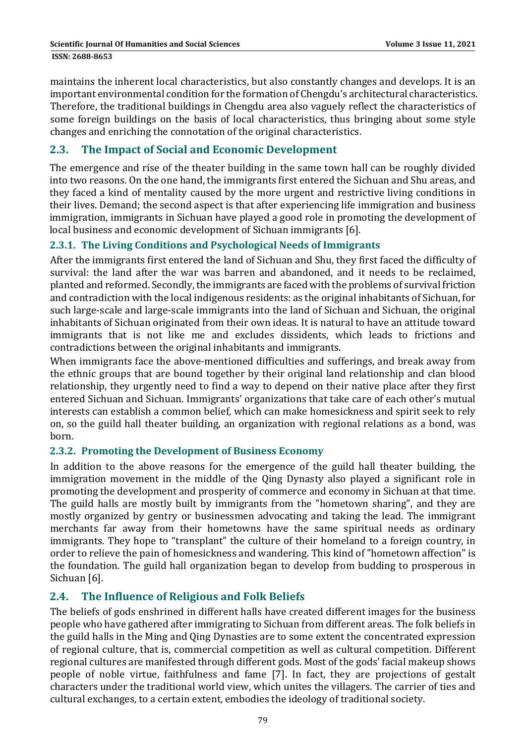maintains the inherent local characteristics, but also constantly changes and develops. It is an important environmental condition for the formation of Chengdu's architectural characteristics. Therefore, the traditional buildings in Chengdu area also vaguely reflect the characteristics of some foreign buildings on the basis of local characteristics, thus bringing about some style changes and enriching the connotation of the original characteristics.

## 2.3. The Impact of Social and Economic Development

The emergence and rise of the theater building in the same town hall can be roughly divided into two reasons. On the one hand, the immigrants first entered the Sichuan and Shu areas, and they faced a kind of mentality caused by the more urgent and restrictive living conditions in their lives. Demand; the second aspect is that after experiencing life immigration and business immigration, immigrants in Sichuan have played a good role in promoting the development of local business and economic development of Sichuan immigrants [6].

### 2.3.1. The Living Conditions and Psychological Needs of Immigrants

After the immigrants first entered the land of Sichuan and Shu, they first faced the difficulty of survival: the land after the war was barren and abandoned, and it needs to be reclaimed, planted and reformed. Secondly, the immigrants are faced with the problems of survival friction and contradiction with the local indigenous residents: as the original inhabitants of Sichuan, for such large-scale and large-scale immigrants into the land of Sichuan and Sichuan, the original inhabitants of Sichuan originated from their own ideas. It is natural to have an attitude toward immigrants that is not like me and excludes dissidents, which leads to frictions and contradictions between the original inhabitants and immigrants.

When immigrants face the above-mentioned difficulties and sufferings, and break away from the ethnic groups that are bound together by their original land relationship and clan blood relationship, they urgently need to find a way to depend on their native place after they first entered Sichuan and Sichuan. Immigrants' organizations that take care of each other's mutual interests can establish a common belief, which can make homesickness and spirit seek to rely on, so the guild hall theater building, an organization with regional relations as a bond, was born.

### 2.3.2. Promoting the Development of Business Economy

In addition to the above reasons for the emergence of the guild hall theater building, the immigration movement in the middle of the Qing Dynasty also played a significant role in promoting the development and prosperity of commerce and economy in Sichuan at that time. The guild halls are mostly built by immigrants from the "hometown sharing", and they are mostly organized by gentry or businessmen advocating and taking the lead. The immigrant merchants far away from their hometowns have the same spiritual needs as ordinary immigrants. They hope to "transplant" the culture of their homeland to a foreign country, in order to relieve the pain of homesickness and wandering. This kind of "hometown affection" is the foundation. The guild hall organization began to develop from budding to prosperous in Sichuan [6].

## 2.4. The Influence of Religious and Folk Beliefs

The beliefs of gods enshrined in different halls have created different images for the business people who have gathered after immigrating to Sichuan from different areas. The folk beliefs in the guild halls in the Ming and Qing Dynasties are to some extent the concentrated expression of regional culture, that is, commercial competition as well as cultural competition. Different regional cultures are manifested through different gods. Most of the gods' facial makeup shows people of noble virtue, faithfulness and fame [7]. In fact, they are projections of gestalt characters under the traditional world view, which unites the villagers. The carrier of ties and cultural exchanges, to a certain extent, embodies the ideology of traditional society.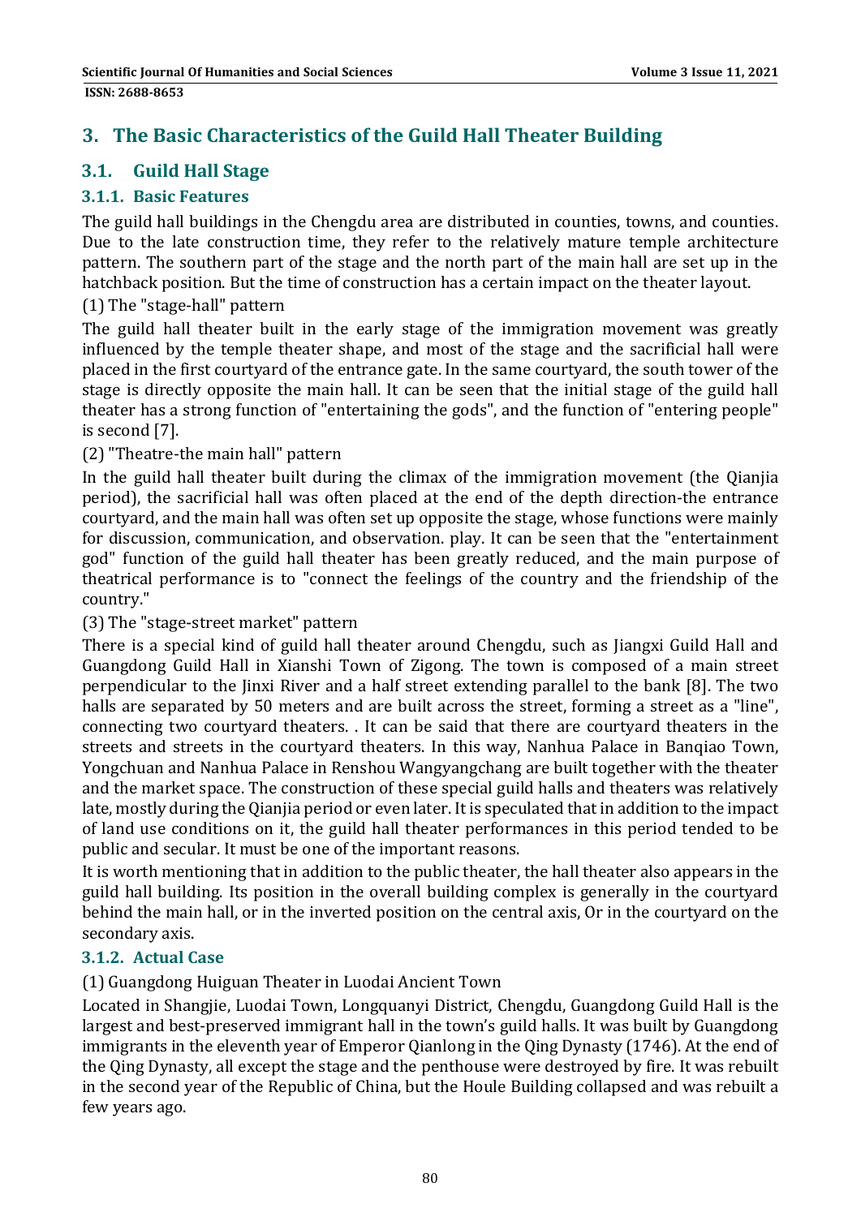## 3. The Basic Characteristics of the Guild Hall Theater Building

### 3.1. Guild Hall Stage

#### 3.1.1. Basic Features

The guild hall buildings in the Chengdu area are distributed in counties, towns, and counties. Due to the late construction time, they refer to the relatively mature temple architecture pattern. The southern part of the stage and the north part of the main hall are set up in the hatchback position. But the time of construction has a certain impact on the theater layout.

(1) The "stage-hall" pattern

The guild hall theater built in the early stage of the immigration movement was greatly influenced by the temple theater shape, and most of the stage and the sacrificial hall were placed in the first courtyard of the entrance gate. In the same courtyard, the south tower of the stage is directly opposite the main hall. It can be seen that the initial stage of the guild hall theater has a strong function of "entertaining the gods", and the function of "entering people" is second [7].

(2) "Theatre-the main hall" pattern

In the guild hall theater built during the climax of the immigration movement (the Qianjia period), the sacrificial hall was often placed at the end of the depth direction-the entrance courtyard, and the main hall was often set up opposite the stage, whose functions were mainly for discussion, communication, and observation. play. It can be seen that the "entertainment god" function of the guild hall theater has been greatly reduced, and the main purpose of theatrical performance is to "connect the feelings of the country and the friendship of the country."

(3) The "stage-street market" pattern

There is a special kind of guild hall theater around Chengdu, such as Jiangxi Guild Hall and Guangdong Guild Hall in Xianshi Town of Zigong. The town is composed of a main street perpendicular to the Jinxi River and a half street extending parallel to the bank [8]. The two halls are separated by 50 meters and are built across the street, forming a street as a "line", connecting two courtyard theaters. . It can be said that there are courtyard theaters in the streets and streets in the courtyard theaters. In this way, Nanhua Palace in Banqiao Town, Yongchuan and Nanhua Palace in Renshou Wangyangchang are built together with the theater and the market space. The construction of these special guild halls and theaters was relatively late, mostly during the Qianjia period or even later. It is speculated that in addition to the impact of land use conditions on it, the guild hall theater performances in this period tended to be public and secular. It must be one of the important reasons.

It is worth mentioning that in addition to the public theater, the hall theater also appears in the guild hall building. Its position in the overall building complex is generally in the courtyard behind the main hall, or in the inverted position on the central axis, Or in the courtyard on the secondary axis.

#### 3.1.2. Actual Case

(1) Guangdong Huiguan Theater in Luodai Ancient Town

Located in Shangjie, Luodai Town, Longquanyi District, Chengdu, Guangdong Guild Hall is the largest and best-preserved immigrant hall in the town's guild halls. It was built by Guangdong immigrants in the eleventh year of Emperor Qianlong in the Qing Dynasty (1746). At the end of the Qing Dynasty, all except the stage and the penthouse were destroyed by fire. It was rebuilt in the second year of the Republic of China, but the Houle Building collapsed and was rebuilt a few years ago.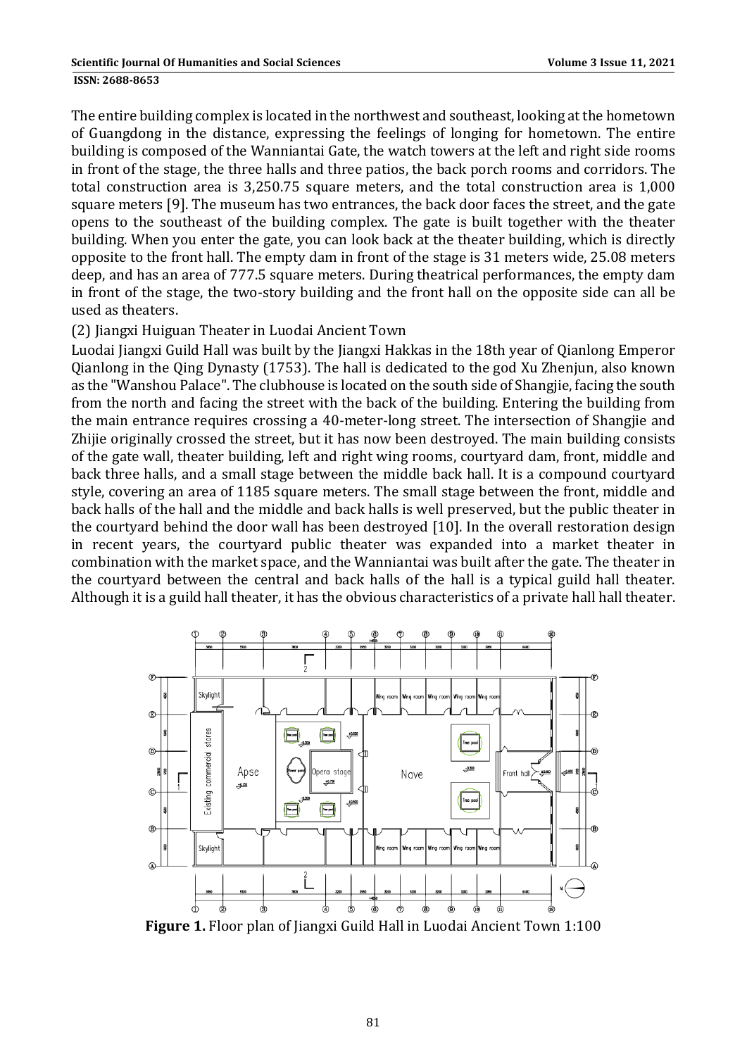The entire building complex is located in the northwest and southeast, looking at the hometown of Guangdong in the distance, expressing the feelings of longing for hometown. The entire building is composed of the Wanniantai Gate, the watch towers at the left and right side rooms in front of the stage, the three halls and three patios, the back porch rooms and corridors. The total construction area is 3,250.75 square meters, and the total construction area is 1,000 square meters [9]. The museum has two entrances, the back door faces the street, and the gate opens to the southeast of the building complex. The gate is built together with the theater building. When you enter the gate, you can look back at the theater building, which is directly opposite to the front hall. The empty dam in front of the stage is 31 meters wide, 25.08 meters deep, and has an area of 777.5 square meters. During theatrical performances, the empty dam in front of the stage, the two-story building and the front hall on the opposite side can all be used as theaters.

(2) Jiangxi Huiguan Theater in Luodai Ancient Town

Luodai Jiangxi Guild Hall was built by the Jiangxi Hakkas in the 18th year of Qianlong Emperor Qianlong in the Qing Dynasty (1753). The hall is dedicated to the god Xu Zhenjun, also known as the "Wanshou Palace". The clubhouse is located on the south side of Shangjie, facing the south from the north and facing the street with the back of the building. Entering the building from the main entrance requires crossing a 40-meter-long street. The intersection of Shangjie and Zhijie originally crossed the street, but it has now been destroyed. The main building consists of the gate wall, theater building, left and right wing rooms, courtyard dam, front, middle and back three halls, and a small stage between the middle back hall. It is a compound courtyard style, covering an area of 1185 square meters. The small stage between the front, middle and back halls of the hall and the middle and back halls is well preserved, but the public theater in the courtyard behind the door wall has been destroyed [10]. In the overall restoration design in recent years, the courtyard public theater was expanded into a market theater in combination with the market space, and the Wanniantai was built after the gate. The theater in the courtyard between the central and back halls of the hall is a typical guild hall theater. Although it is a guild hall theater, it has the obvious characteristics of a private hall hall theater.

Skylight
Existing commercial stores
Apse
Opera stage
Nave
Wing room
Tree pool
Front hall
Skylight

**Figure 1.** Floor plan of Jiangxi Guild Hall in Luodai Ancient Town 1:100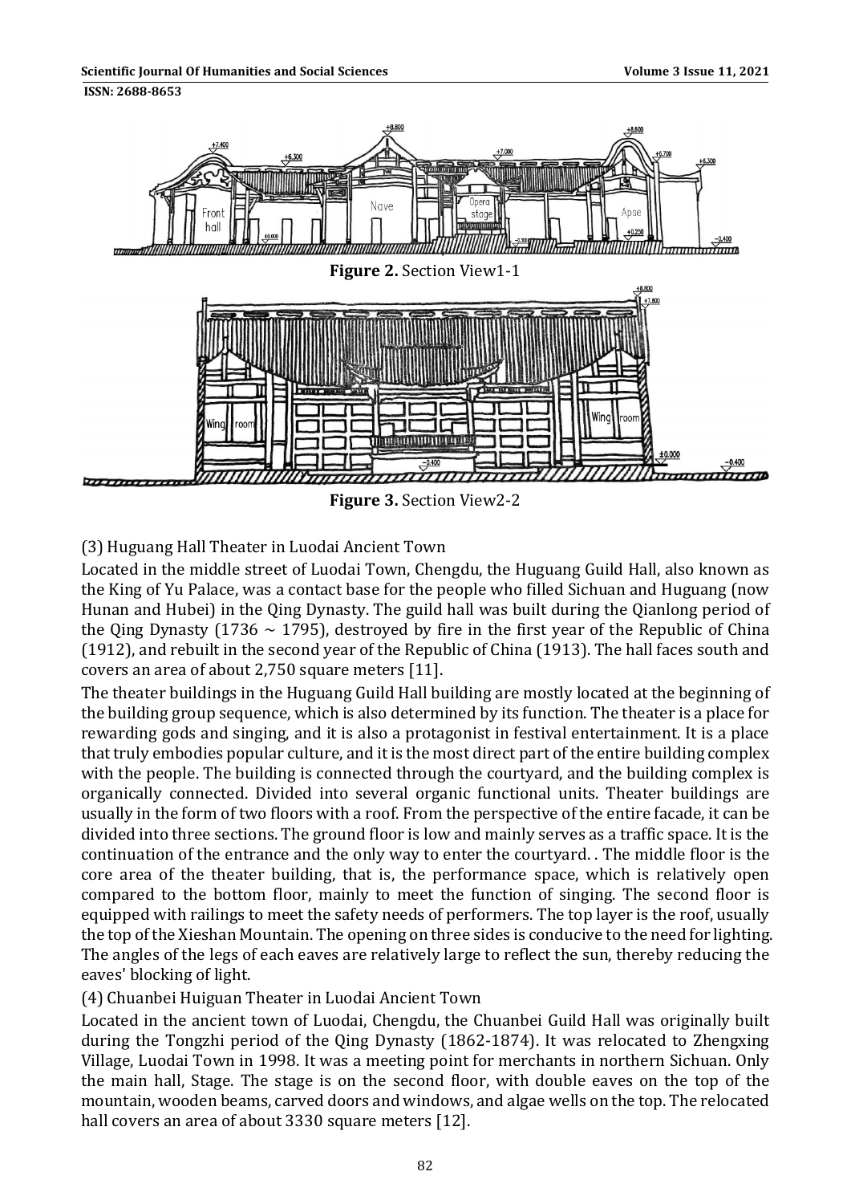Front hall

Nave

Opera stage

Apse

+7.400

+6.300

+8.800

+7.000

+8.600

+6.700

+6.300

±0.000

+0.250

-0.400

**Figure 2.** Section View1-1

+8.800

+7.800

Wing room

Wing room

±0.000

-0.400

-0.400

**Figure 3.** Section View2-2

(3) Huguang Hall Theater in Luodai Ancient Town

Located in the middle street of Luodai Town, Chengdu, the Huguang Guild Hall, also known as the King of Yu Palace, was a contact base for the people who filled Sichuan and Huguang (now Hunan and Hubei) in the Qing Dynasty. The guild hall was built during the Qianlong period of the Qing Dynasty (1736 ~ 1795), destroyed by fire in the first year of the Republic of China (1912), and rebuilt in the second year of the Republic of China (1913). The hall faces south and covers an area of about 2,750 square meters [11].

The theater buildings in the Huguang Guild Hall building are mostly located at the beginning of the building group sequence, which is also determined by its function. The theater is a place for rewarding gods and singing, and it is also a protagonist in festival entertainment. It is a place that truly embodies popular culture, and it is the most direct part of the entire building complex with the people. The building is connected through the courtyard, and the building complex is organically connected. Divided into several organic functional units. Theater buildings are usually in the form of two floors with a roof. From the perspective of the entire facade, it can be divided into three sections. The ground floor is low and mainly serves as a traffic space. It is the continuation of the entrance and the only way to enter the courtyard. . The middle floor is the core area of the theater building, that is, the performance space, which is relatively open compared to the bottom floor, mainly to meet the function of singing. The second floor is equipped with railings to meet the safety needs of performers. The top layer is the roof, usually the top of the Xieshan Mountain. The opening on three sides is conducive to the need for lighting. The angles of the legs of each eaves are relatively large to reflect the sun, thereby reducing the eaves' blocking of light.

(4) Chuanbei Huiguan Theater in Luodai Ancient Town

Located in the ancient town of Luodai, Chengdu, the Chuanbei Guild Hall was originally built during the Tongzhi period of the Qing Dynasty (1862-1874). It was relocated to Zhengxing Village, Luodai Town in 1998. It was a meeting point for merchants in northern Sichuan. Only the main hall, Stage. The stage is on the second floor, with double eaves on the top of the mountain, wooden beams, carved doors and windows, and algae wells on the top. The relocated hall covers an area of about 3330 square meters [12].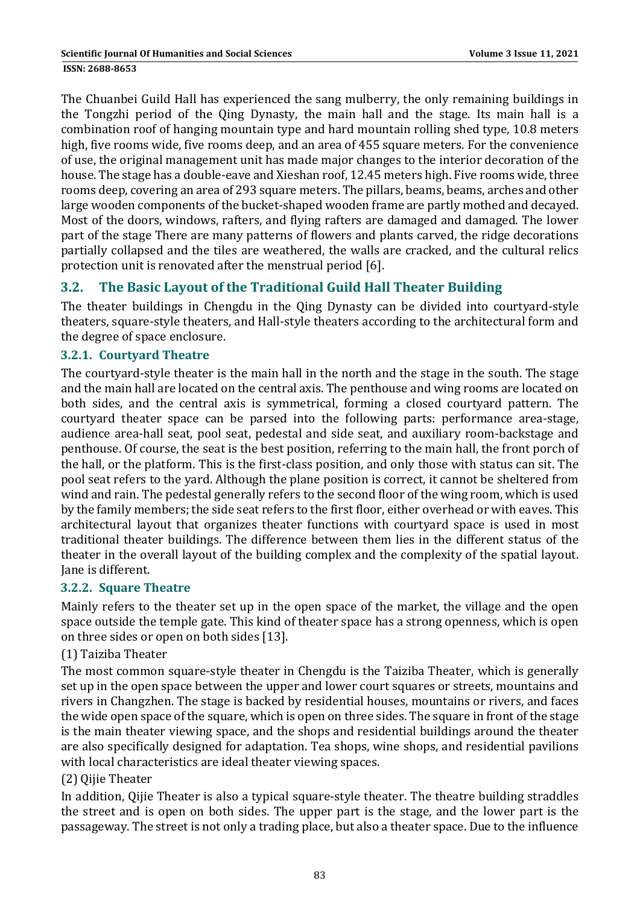The Chuanbei Guild Hall has experienced the sang mulberry, the only remaining buildings in the Tongzhi period of the Qing Dynasty, the main hall and the stage. Its main hall is a combination roof of hanging mountain type and hard mountain rolling shed type, 10.8 meters high, five rooms wide, five rooms deep, and an area of 455 square meters. For the convenience of use, the original management unit has made major changes to the interior decoration of the house. The stage has a double-eave and Xieshan roof, 12.45 meters high. Five rooms wide, three rooms deep, covering an area of 293 square meters. The pillars, beams, beams, arches and other large wooden components of the bucket-shaped wooden frame are partly mothed and decayed. Most of the doors, windows, rafters, and flying rafters are damaged and damaged. The lower part of the stage There are many patterns of flowers and plants carved, the ridge decorations partially collapsed and the tiles are weathered, the walls are cracked, and the cultural relics protection unit is renovated after the menstrual period [6].

## 3.2. The Basic Layout of the Traditional Guild Hall Theater Building

The theater buildings in Chengdu in the Qing Dynasty can be divided into courtyard-style theaters, square-style theaters, and Hall-style theaters according to the architectural form and the degree of space enclosure.

### 3.2.1. Courtyard Theatre

The courtyard-style theater is the main hall in the north and the stage in the south. The stage and the main hall are located on the central axis. The penthouse and wing rooms are located on both sides, and the central axis is symmetrical, forming a closed courtyard pattern. The courtyard theater space can be parsed into the following parts: performance area-stage, audience area-hall seat, pool seat, pedestal and side seat, and auxiliary room-backstage and penthouse. Of course, the seat is the best position, referring to the main hall, the front porch of the hall, or the platform. This is the first-class position, and only those with status can sit. The pool seat refers to the yard. Although the plane position is correct, it cannot be sheltered from wind and rain. The pedestal generally refers to the second floor of the wing room, which is used by the family members; the side seat refers to the first floor, either overhead or with eaves. This architectural layout that organizes theater functions with courtyard space is used in most traditional theater buildings. The difference between them lies in the different status of the theater in the overall layout of the building complex and the complexity of the spatial layout. Jane is different.

### 3.2.2. Square Theatre

Mainly refers to the theater set up in the open space of the market, the village and the open space outside the temple gate. This kind of theater space has a strong openness, which is open on three sides or open on both sides [13].

(1) Taiziba Theater

The most common square-style theater in Chengdu is the Taiziba Theater, which is generally set up in the open space between the upper and lower court squares or streets, mountains and rivers in Changzhen. The stage is backed by residential houses, mountains or rivers, and faces the wide open space of the square, which is open on three sides. The square in front of the stage is the main theater viewing space, and the shops and residential buildings around the theater are also specifically designed for adaptation. Tea shops, wine shops, and residential pavilions with local characteristics are ideal theater viewing spaces.

(2) Qijie Theater

In addition, Qijie Theater is also a typical square-style theater. The theatre building straddles the street and is open on both sides. The upper part is the stage, and the lower part is the passageway. The street is not only a trading place, but also a theater space. Due to the influence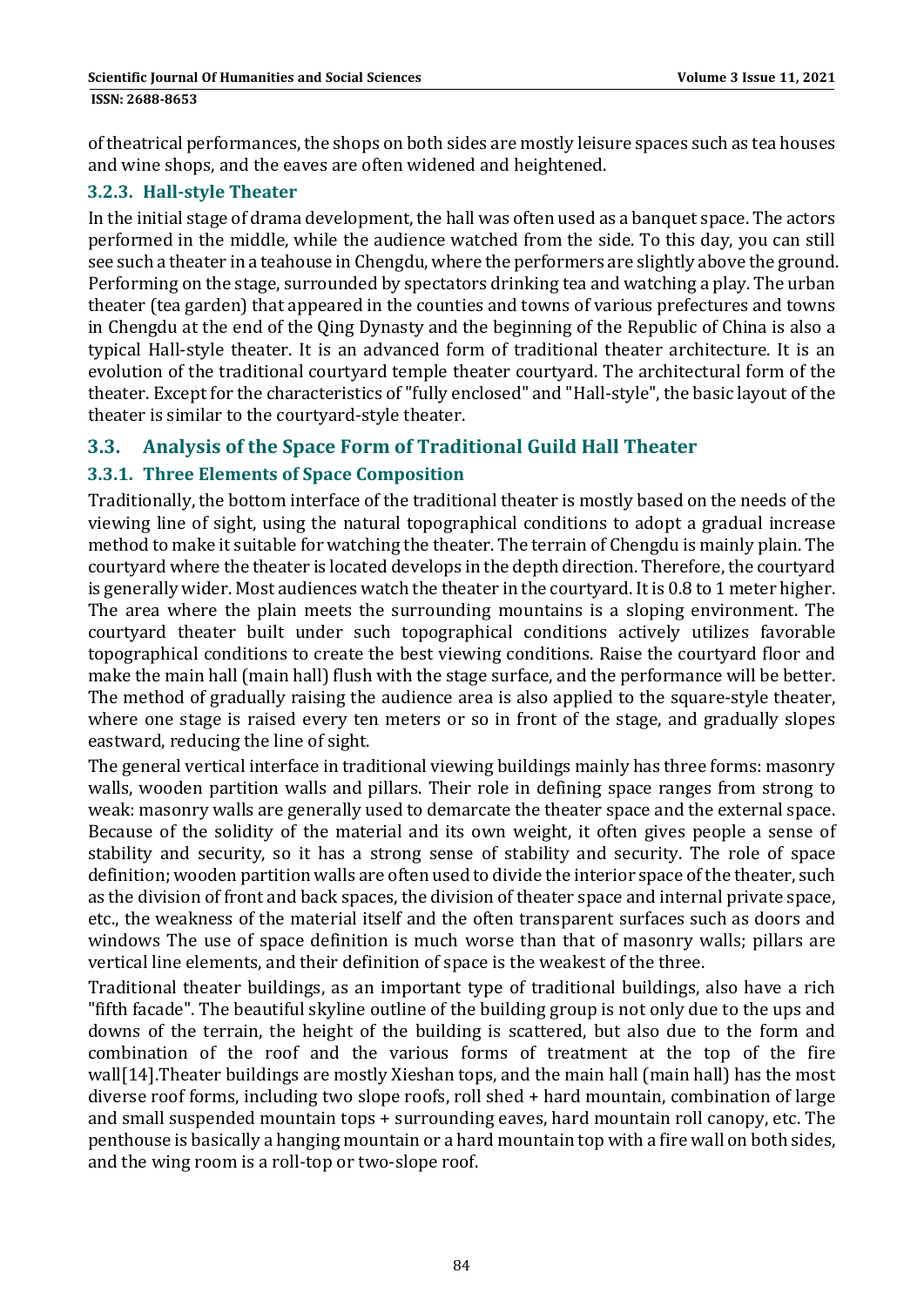of theatrical performances, the shops on both sides are mostly leisure spaces such as tea houses and wine shops, and the eaves are often widened and heightened.

### 3.2.3. Hall-style Theater

In the initial stage of drama development, the hall was often used as a banquet space. The actors performed in the middle, while the audience watched from the side. To this day, you can still see such a theater in a teahouse in Chengdu, where the performers are slightly above the ground. Performing on the stage, surrounded by spectators drinking tea and watching a play. The urban theater (tea garden) that appeared in the counties and towns of various prefectures and towns in Chengdu at the end of the Qing Dynasty and the beginning of the Republic of China is also a typical Hall-style theater. It is an advanced form of traditional theater architecture. It is an evolution of the traditional courtyard temple theater courtyard. The architectural form of the theater. Except for the characteristics of "fully enclosed" and "Hall-style", the basic layout of the theater is similar to the courtyard-style theater.

## 3.3. Analysis of the Space Form of Traditional Guild Hall Theater

### 3.3.1. Three Elements of Space Composition

Traditionally, the bottom interface of the traditional theater is mostly based on the needs of the viewing line of sight, using the natural topographical conditions to adopt a gradual increase method to make it suitable for watching the theater. The terrain of Chengdu is mainly plain. The courtyard where the theater is located develops in the depth direction. Therefore, the courtyard is generally wider. Most audiences watch the theater in the courtyard. It is 0.8 to 1 meter higher. The area where the plain meets the surrounding mountains is a sloping environment. The courtyard theater built under such topographical conditions actively utilizes favorable topographical conditions to create the best viewing conditions. Raise the courtyard floor and make the main hall (main hall) flush with the stage surface, and the performance will be better. The method of gradually raising the audience area is also applied to the square-style theater, where one stage is raised every ten meters or so in front of the stage, and gradually slopes eastward, reducing the line of sight.

The general vertical interface in traditional viewing buildings mainly has three forms: masonry walls, wooden partition walls and pillars. Their role in defining space ranges from strong to weak: masonry walls are generally used to demarcate the theater space and the external space. Because of the solidity of the material and its own weight, it often gives people a sense of stability and security, so it has a strong sense of stability and security. The role of space definition; wooden partition walls are often used to divide the interior space of the theater, such as the division of front and back spaces, the division of theater space and internal private space, etc., the weakness of the material itself and the often transparent surfaces such as doors and windows The use of space definition is much worse than that of masonry walls; pillars are vertical line elements, and their definition of space is the weakest of the three.

Traditional theater buildings, as an important type of traditional buildings, also have a rich "fifth facade". The beautiful skyline outline of the building group is not only due to the ups and downs of the terrain, the height of the building is scattered, but also due to the form and combination of the roof and the various forms of treatment at the top of the fire wall[14].Theater buildings are mostly Xieshan tops, and the main hall (main hall) has the most diverse roof forms, including two slope roofs, roll shed + hard mountain, combination of large and small suspended mountain tops + surrounding eaves, hard mountain roll canopy, etc. The penthouse is basically a hanging mountain or a hard mountain top with a fire wall on both sides, and the wing room is a roll-top or two-slope roof.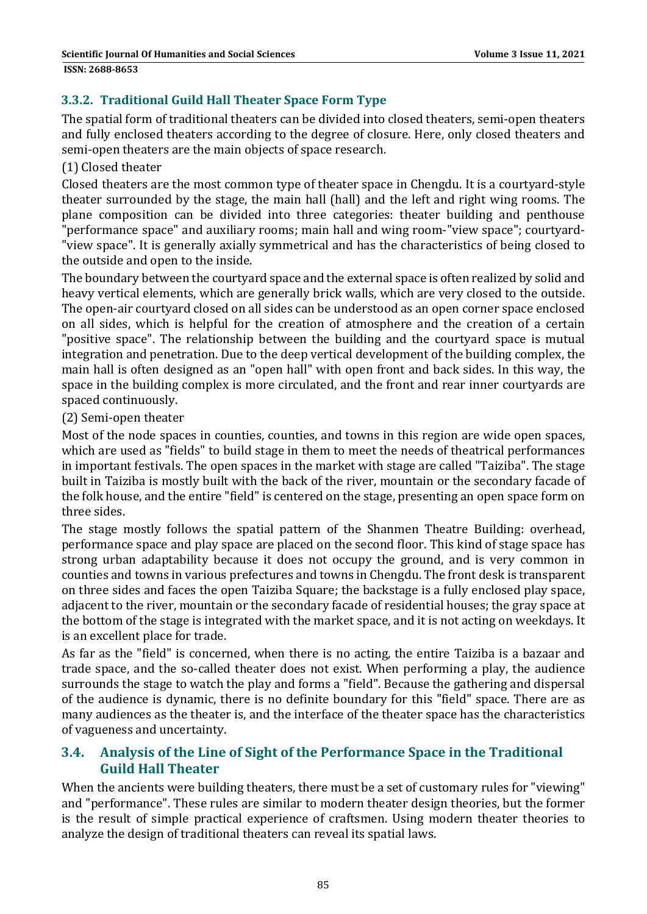### 3.3.2. Traditional Guild Hall Theater Space Form Type

The spatial form of traditional theaters can be divided into closed theaters, semi-open theaters and fully enclosed theaters according to the degree of closure. Here, only closed theaters and semi-open theaters are the main objects of space research.

(1) Closed theater

Closed theaters are the most common type of theater space in Chengdu. It is a courtyard-style theater surrounded by the stage, the main hall (hall) and the left and right wing rooms. The plane composition can be divided into three categories: theater building and penthouse "performance space" and auxiliary rooms; main hall and wing room-"view space"; courtyard-"view space". It is generally axially symmetrical and has the characteristics of being closed to the outside and open to the inside.

The boundary between the courtyard space and the external space is often realized by solid and heavy vertical elements, which are generally brick walls, which are very closed to the outside. The open-air courtyard closed on all sides can be understood as an open corner space enclosed on all sides, which is helpful for the creation of atmosphere and the creation of a certain "positive space". The relationship between the building and the courtyard space is mutual integration and penetration. Due to the deep vertical development of the building complex, the main hall is often designed as an "open hall" with open front and back sides. In this way, the space in the building complex is more circulated, and the front and rear inner courtyards are spaced continuously.

(2) Semi-open theater

Most of the node spaces in counties, counties, and towns in this region are wide open spaces, which are used as "fields" to build stage in them to meet the needs of theatrical performances in important festivals. The open spaces in the market with stage are called "Taiziba". The stage built in Taiziba is mostly built with the back of the river, mountain or the secondary facade of the folk house, and the entire "field" is centered on the stage, presenting an open space form on three sides.

The stage mostly follows the spatial pattern of the Shanmen Theatre Building: overhead, performance space and play space are placed on the second floor. This kind of stage space has strong urban adaptability because it does not occupy the ground, and is very common in counties and towns in various prefectures and towns in Chengdu. The front desk is transparent on three sides and faces the open Taiziba Square; the backstage is a fully enclosed play space, adjacent to the river, mountain or the secondary facade of residential houses; the gray space at the bottom of the stage is integrated with the market space, and it is not acting on weekdays. It is an excellent place for trade.

As far as the "field" is concerned, when there is no acting, the entire Taiziba is a bazaar and trade space, and the so-called theater does not exist. When performing a play, the audience surrounds the stage to watch the play and forms a "field". Because the gathering and dispersal of the audience is dynamic, there is no definite boundary for this "field" space. There are as many audiences as the theater is, and the interface of the theater space has the characteristics of vagueness and uncertainty.

## 3.4. Analysis of the Line of Sight of the Performance Space in the Traditional Guild Hall Theater

When the ancients were building theaters, there must be a set of customary rules for "viewing" and "performance". These rules are similar to modern theater design theories, but the former is the result of simple practical experience of craftsmen. Using modern theater theories to analyze the design of traditional theaters can reveal its spatial laws.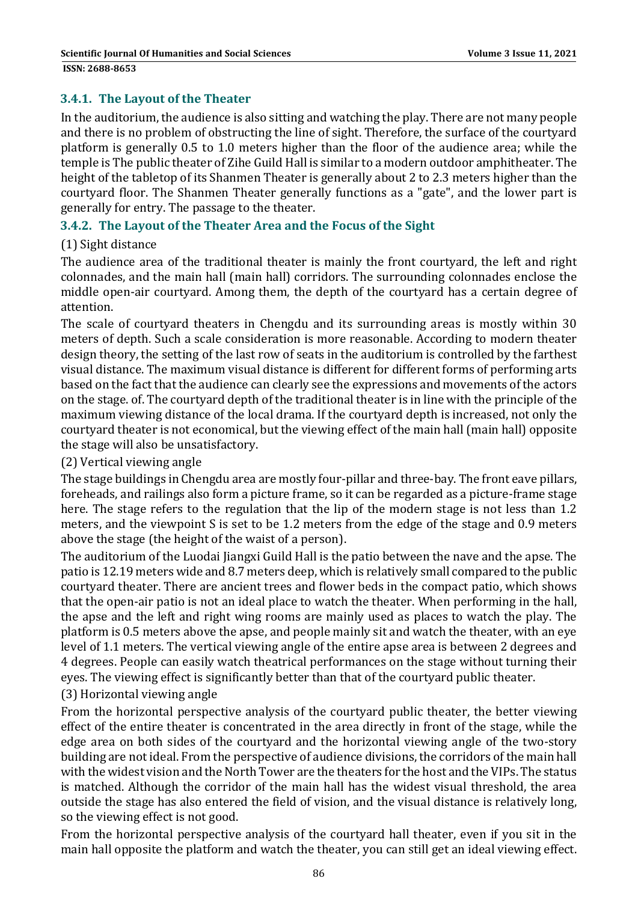### 3.4.1. The Layout of the Theater

In the auditorium, the audience is also sitting and watching the play. There are not many people and there is no problem of obstructing the line of sight. Therefore, the surface of the courtyard platform is generally 0.5 to 1.0 meters higher than the floor of the audience area; while the temple is The public theater of Zihe Guild Hall is similar to a modern outdoor amphitheater. The height of the tabletop of its Shanmen Theater is generally about 2 to 2.3 meters higher than the courtyard floor. The Shanmen Theater generally functions as a "gate", and the lower part is generally for entry. The passage to the theater.

### 3.4.2. The Layout of the Theater Area and the Focus of the Sight

(1) Sight distance

The audience area of the traditional theater is mainly the front courtyard, the left and right colonnades, and the main hall (main hall) corridors. The surrounding colonnades enclose the middle open-air courtyard. Among them, the depth of the courtyard has a certain degree of attention.

The scale of courtyard theaters in Chengdu and its surrounding areas is mostly within 30 meters of depth. Such a scale consideration is more reasonable. According to modern theater design theory, the setting of the last row of seats in the auditorium is controlled by the farthest visual distance. The maximum visual distance is different for different forms of performing arts based on the fact that the audience can clearly see the expressions and movements of the actors on the stage. of. The courtyard depth of the traditional theater is in line with the principle of the maximum viewing distance of the local drama. If the courtyard depth is increased, not only the courtyard theater is not economical, but the viewing effect of the main hall (main hall) opposite the stage will also be unsatisfactory.

(2) Vertical viewing angle

The stage buildings in Chengdu area are mostly four-pillar and three-bay. The front eave pillars, foreheads, and railings also form a picture frame, so it can be regarded as a picture-frame stage here. The stage refers to the regulation that the lip of the modern stage is not less than 1.2 meters, and the viewpoint S is set to be 1.2 meters from the edge of the stage and 0.9 meters above the stage (the height of the waist of a person).

The auditorium of the Luodai Jiangxi Guild Hall is the patio between the nave and the apse. The patio is 12.19 meters wide and 8.7 meters deep, which is relatively small compared to the public courtyard theater. There are ancient trees and flower beds in the compact patio, which shows that the open-air patio is not an ideal place to watch the theater. When performing in the hall, the apse and the left and right wing rooms are mainly used as places to watch the play. The platform is 0.5 meters above the apse, and people mainly sit and watch the theater, with an eye level of 1.1 meters. The vertical viewing angle of the entire apse area is between 2 degrees and 4 degrees. People can easily watch theatrical performances on the stage without turning their eyes. The viewing effect is significantly better than that of the courtyard public theater.

(3) Horizontal viewing angle

From the horizontal perspective analysis of the courtyard public theater, the better viewing effect of the entire theater is concentrated in the area directly in front of the stage, while the edge area on both sides of the courtyard and the horizontal viewing angle of the two-story building are not ideal. From the perspective of audience divisions, the corridors of the main hall with the widest vision and the North Tower are the theaters for the host and the VIPs. The status is matched. Although the corridor of the main hall has the widest visual threshold, the area outside the stage has also entered the field of vision, and the visual distance is relatively long, so the viewing effect is not good.

From the horizontal perspective analysis of the courtyard hall theater, even if you sit in the main hall opposite the platform and watch the theater, you can still get an ideal viewing effect.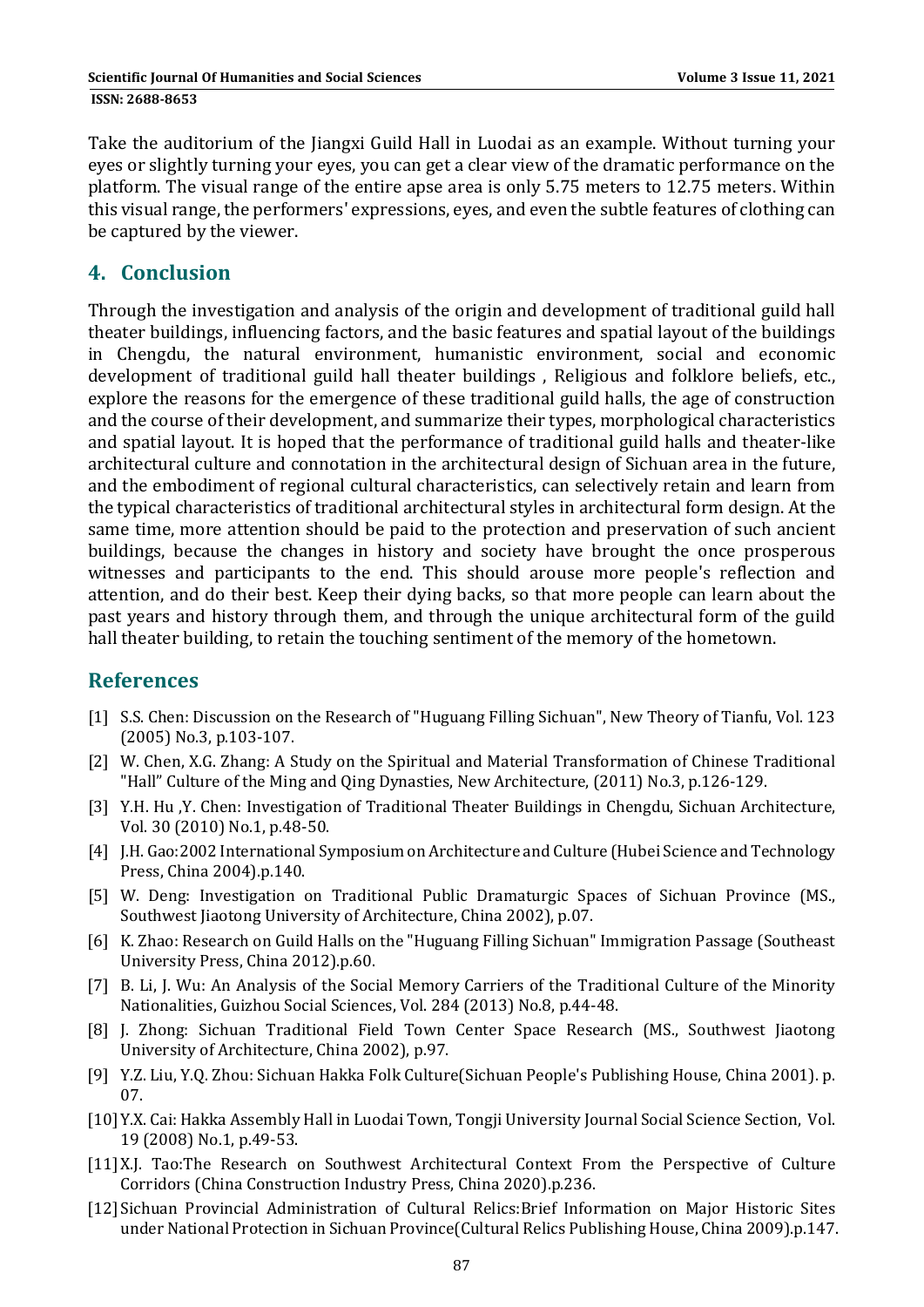Take the auditorium of the Jiangxi Guild Hall in Luodai as an example. Without turning your eyes or slightly turning your eyes, you can get a clear view of the dramatic performance on the platform. The visual range of the entire apse area is only 5.75 meters to 12.75 meters. Within this visual range, the performers' expressions, eyes, and even the subtle features of clothing can be captured by the viewer.

## 4. Conclusion

Through the investigation and analysis of the origin and development of traditional guild hall theater buildings, influencing factors, and the basic features and spatial layout of the buildings in Chengdu, the natural environment, humanistic environment, social and economic development of traditional guild hall theater buildings , Religious and folklore beliefs, etc., explore the reasons for the emergence of these traditional guild halls, the age of construction and the course of their development, and summarize their types, morphological characteristics and spatial layout. It is hoped that the performance of traditional guild halls and theater-like architectural culture and connotation in the architectural design of Sichuan area in the future, and the embodiment of regional cultural characteristics, can selectively retain and learn from the typical characteristics of traditional architectural styles in architectural form design. At the same time, more attention should be paid to the protection and preservation of such ancient buildings, because the changes in history and society have brought the once prosperous witnesses and participants to the end. This should arouse more people's reflection and attention, and do their best. Keep their dying backs, so that more people can learn about the past years and history through them, and through the unique architectural form of the guild hall theater building, to retain the touching sentiment of the memory of the hometown.

## References

[1] S.S. Chen: Discussion on the Research of "Huguang Filling Sichuan", New Theory of Tianfu, Vol. 123 (2005) No.3, p.103-107.

[2] W. Chen, X.G. Zhang: A Study on the Spiritual and Material Transformation of Chinese Traditional "Hall" Culture of the Ming and Qing Dynasties, New Architecture, (2011) No.3, p.126-129.

[3] Y.H. Hu ,Y. Chen: Investigation of Traditional Theater Buildings in Chengdu, Sichuan Architecture, Vol. 30 (2010) No.1, p.48-50.

[4] J.H. Gao:2002 International Symposium on Architecture and Culture (Hubei Science and Technology Press, China 2004).p.140.

[5] W. Deng: Investigation on Traditional Public Dramaturgic Spaces of Sichuan Province (MS., Southwest Jiaotong University of Architecture, China 2002), p.07.

[6] K. Zhao: Research on Guild Halls on the "Huguang Filling Sichuan" Immigration Passage (Southeast University Press, China 2012).p.60.

[7] B. Li, J. Wu: An Analysis of the Social Memory Carriers of the Traditional Culture of the Minority Nationalities, Guizhou Social Sciences, Vol. 284 (2013) No.8, p.44-48.

[8] J. Zhong: Sichuan Traditional Field Town Center Space Research (MS., Southwest Jiaotong University of Architecture, China 2002), p.97.

[9] Y.Z. Liu, Y.Q. Zhou: Sichuan Hakka Folk Culture(Sichuan People's Publishing House, China 2001). p. 07.

[10] Y.X. Cai: Hakka Assembly Hall in Luodai Town, Tongji University Journal Social Science Section, Vol. 19 (2008) No.1, p.49-53.

[11] X.J. Tao:The Research on Southwest Architectural Context From the Perspective of Culture Corridors (China Construction Industry Press, China 2020).p.236.

[12] Sichuan Provincial Administration of Cultural Relics:Brief Information on Major Historic Sites under National Protection in Sichuan Province(Cultural Relics Publishing House, China 2009).p.147.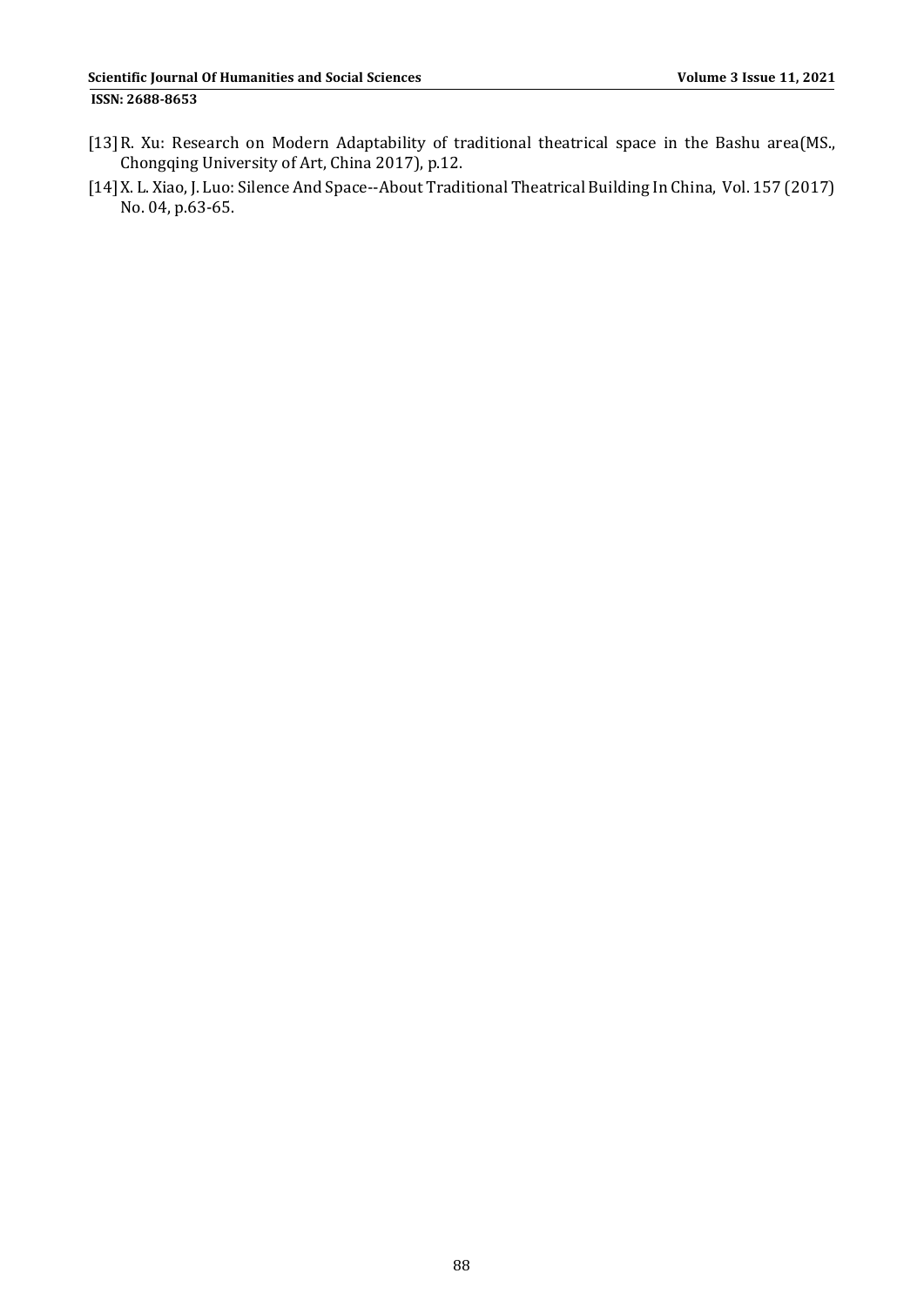[13] R. Xu: Research on Modern Adaptability of traditional theatrical space in the Bashu area(MS., Chongqing University of Art, China 2017), p.12.

[14] X. L. Xiao, J. Luo: Silence And Space--About Traditional Theatrical Building In China, Vol. 157 (2017) No. 04, p.63-65.